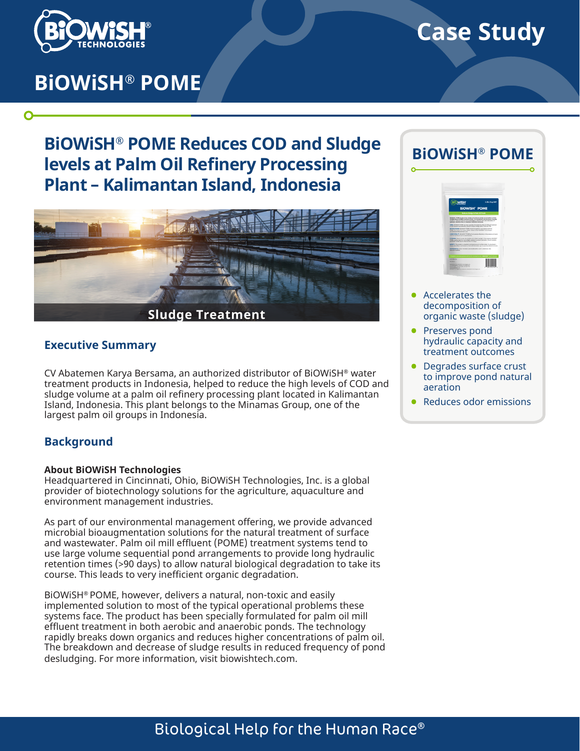# Case Study

## BiOWiSH® POME

## BiOWiSH® POME Reduces COD and Sludge levels at Palm Oil Refinery Processing Plant – Kalimantan Island, Indonesia

Sludge Treatment

### Executive Summary

CV Abatemen Karya Bersama, an authorized distributor of BiOWiSH® water treatment products in Indonesia, helped to reduce the high levels of COD and sludge volume at a palm oil refinery processing plant located in Kalimantan Island, Indonesia. This plant belongs to the Minamas Group, one of the largest palm oil groups in Indonesia.

### Background

**About BiOWiSH Technologies**
Headquartered in Cincinnati, Ohio, BiOWiSH Technologies, Inc. is a global provider of biotechnology solutions for the agriculture, aquaculture and environment management industries.

As part of our environmental management offering, we provide advanced microbial bioaugmentation solutions for the natural treatment of surface and wastewater. Palm oil mill effluent (POME) treatment systems tend to use large volume sequential pond arrangements to provide long hydraulic retention times (>90 days) to allow natural biological degradation to take its course. This leads to very inefficient organic degradation.

BiOWiSH® POME, however, delivers a natural, non-toxic and easily implemented solution to most of the typical operational problems these systems face. The product has been specially formulated for palm oil mill effluent treatment in both aerobic and anaerobic ponds. The technology rapidly breaks down organics and reduces higher concentrations of palm oil. The breakdown and decrease of sludge results in reduced frequency of pond desludging. For more information, visit biowishtech.com.

### BiOWiSH® POME

- Accelerates the decomposition of organic waste (sludge)
- Preserves pond hydraulic capacity and treatment outcomes
- Degrades surface crust to improve pond natural aeration
- Reduces odor emissions

Biological Help for the Human Race®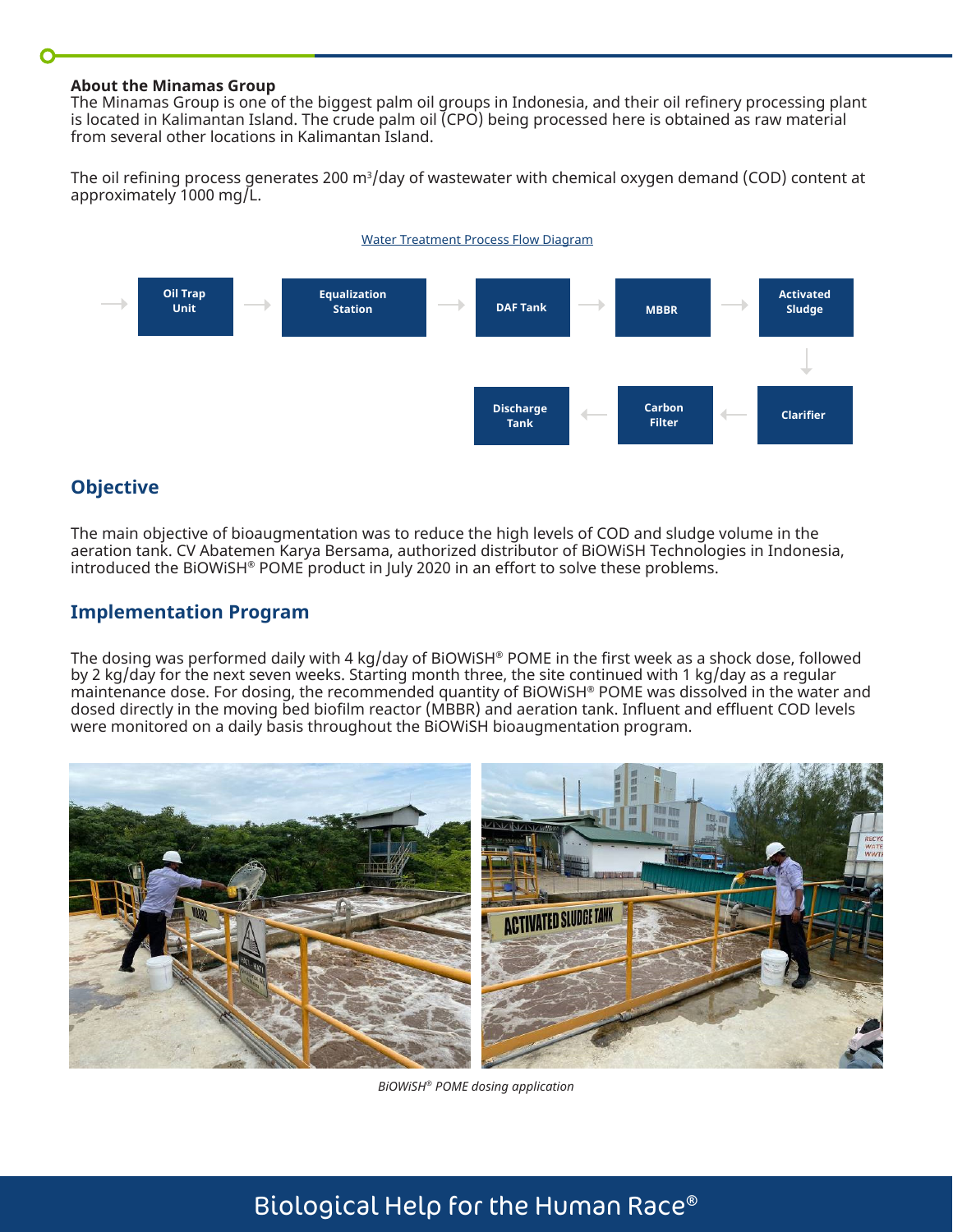**About the Minamas Group**
The Minamas Group is one of the biggest palm oil groups in Indonesia, and their oil refinery processing plant is located in Kalimantan Island. The crude palm oil (CPO) being processed here is obtained as raw material from several other locations in Kalimantan Island.

The oil refining process generates 200 m$^3$/day of wastewater with chemical oxygen demand (COD) content at approximately 1000 mg/L.

Water Treatment Process Flow Diagram

Oil Trap Unit → Equalization Station → DAF Tank → MBBR → Activated Sludge → Clarifier → Carbon Filter → Discharge Tank

## Objective

The main objective of bioaugmentation was to reduce the high levels of COD and sludge volume in the aeration tank. CV Abatemen Karya Bersama, authorized distributor of BiOWiSH Technologies in Indonesia, introduced the BiOWiSH® POME product in July 2020 in an effort to solve these problems.

## Implementation Program

The dosing was performed daily with 4 kg/day of BiOWiSH® POME in the first week as a shock dose, followed by 2 kg/day for the next seven weeks. Starting month three, the site continued with 1 kg/day as a regular maintenance dose. For dosing, the recommended quantity of BiOWiSH® POME was dissolved in the water and dosed directly in the moving bed biofilm reactor (MBBR) and aeration tank. Influent and effluent COD levels were monitored on a daily basis throughout the BiOWiSH bioaugmentation program.

*BiOWiSH® POME dosing application*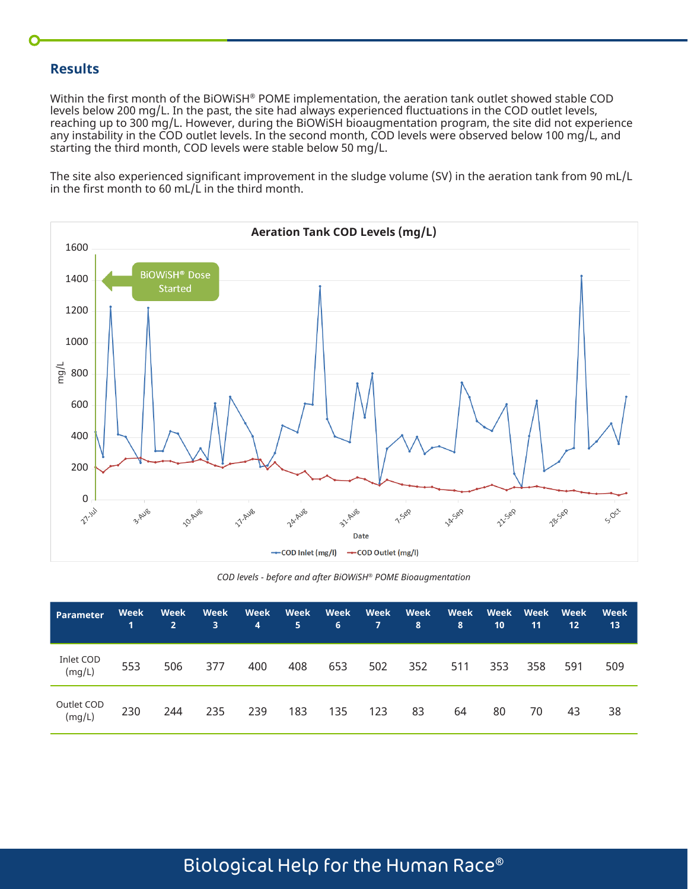## Results

Within the first month of the BiOWiSH® POME implementation, the aeration tank outlet showed stable COD levels below 200 mg/L. In the past, the site had always experienced fluctuations in the COD outlet levels, reaching up to 300 mg/L. However, during the BiOWiSH bioaugmentation program, the site did not experience any instability in the COD outlet levels. In the second month, COD levels were observed below 100 mg/L, and starting the third month, COD levels were stable below 50 mg/L.

The site also experienced significant improvement in the sludge volume (SV) in the aeration tank from 90 mL/L in the first month to 60 mL/L in the third month.

*COD levels - before and after BiOWiSH® POME Bioaugmentation*

| Parameter | Week 1 | Week 2 | Week 3 | Week 4 | Week 5 | Week 6 | Week 7 | Week 8 | Week 8 | Week 10 | Week 11 | Week 12 | Week 13 |
|---|---|---|---|---|---|---|---|---|---|---|---|---|---|
| Inlet COD (mg/L) | 553 | 506 | 377 | 400 | 408 | 653 | 502 | 352 | 511 | 353 | 358 | 591 | 509 |
| Outlet COD (mg/L) | 230 | 244 | 235 | 239 | 183 | 135 | 123 | 83 | 64 | 80 | 70 | 43 | 38 |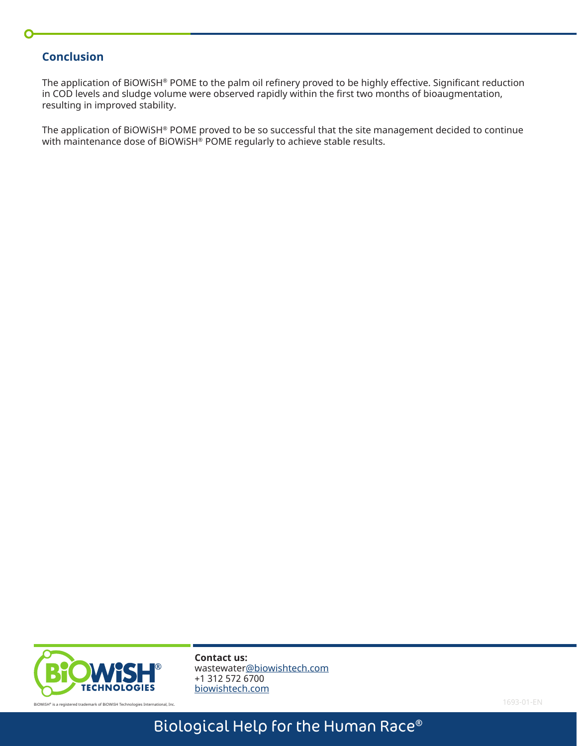## Conclusion

The application of BiOWiSH® POME to the palm oil refinery proved to be highly effective. Significant reduction in COD levels and sludge volume were observed rapidly within the first two months of bioaugmentation, resulting in improved stability.

The application of BiOWiSH® POME proved to be so successful that the site management decided to continue with maintenance dose of BiOWiSH® POME regularly to achieve stable results.

**Contact us:**
wastewater@biowishtech.com
+1 312 572 6700
biowishtech.com

BiOWiSH® is a registered trademark of BiOWiSH Technologies International, Inc.

1693-01-EN

Biological Help for the Human Race®